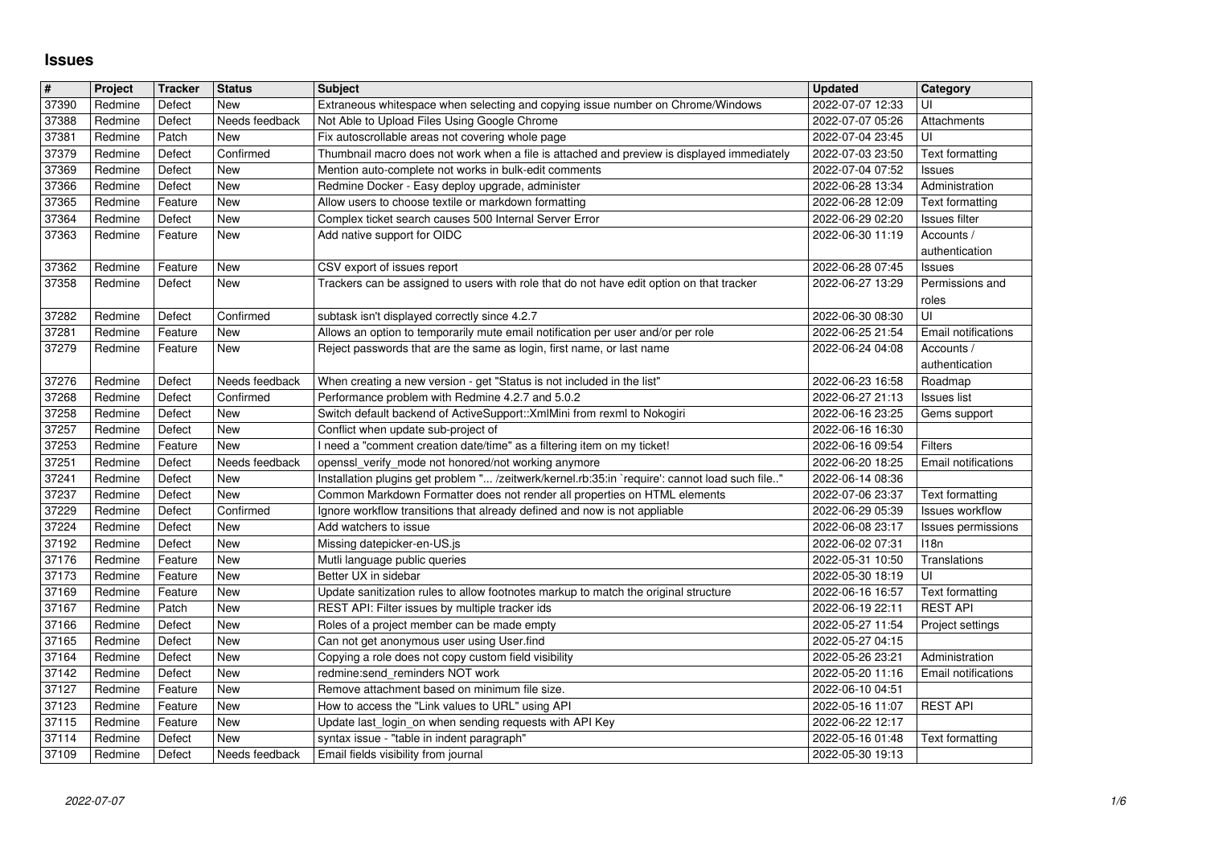# Issues

| # | Project | Tracker | Status | Subject | Updated | Category |
|---|---|---|---|---|---|---|
| 37390 | Redmine | Defect | New | Extraneous whitespace when selecting and copying issue number on Chrome/Windows | 2022-07-07 12:33 | UI |
| 37388 | Redmine | Defect | Needs feedback | Not Able to Upload Files Using Google Chrome | 2022-07-07 05:26 | Attachments |
| 37381 | Redmine | Patch | New | Fix autoscrollable areas not covering whole page | 2022-07-04 23:45 | UI |
| 37379 | Redmine | Defect | Confirmed | Thumbnail macro does not work when a file is attached and preview is displayed immediately | 2022-07-03 23:50 | Text formatting |
| 37369 | Redmine | Defect | New | Mention auto-complete not works in bulk-edit comments | 2022-07-04 07:52 | Issues |
| 37366 | Redmine | Defect | New | Redmine Docker - Easy deploy upgrade, administer | 2022-06-28 13:34 | Administration |
| 37365 | Redmine | Feature | New | Allow users to choose textile or markdown formatting | 2022-06-28 12:09 | Text formatting |
| 37364 | Redmine | Defect | New | Complex ticket search causes 500 Internal Server Error | 2022-06-29 02:20 | Issues filter |
| 37363 | Redmine | Feature | New | Add native support for OIDC | 2022-06-30 11:19 | Accounts / authentication |
| 37362 | Redmine | Feature | New | CSV export of issues report | 2022-06-28 07:45 | Issues |
| 37358 | Redmine | Defect | New | Trackers can be assigned to users with role that do not have edit option on that tracker | 2022-06-27 13:29 | Permissions and roles |
| 37282 | Redmine | Defect | Confirmed | subtask isn't displayed correctly since 4.2.7 | 2022-06-30 08:30 | UI |
| 37281 | Redmine | Feature | New | Allows an option to temporarily mute email notification per user and/or per role | 2022-06-25 21:54 | Email notifications |
| 37279 | Redmine | Feature | New | Reject passwords that are the same as login, first name, or last name | 2022-06-24 04:08 | Accounts / authentication |
| 37276 | Redmine | Defect | Needs feedback | When creating a new version - get "Status is not included in the list" | 2022-06-23 16:58 | Roadmap |
| 37268 | Redmine | Defect | Confirmed | Performance problem with Redmine 4.2.7 and 5.0.2 | 2022-06-27 21:13 | Issues list |
| 37258 | Redmine | Defect | New | Switch default backend of ActiveSupport::XmlMini from rexml to Nokogiri | 2022-06-16 23:25 | Gems support |
| 37257 | Redmine | Defect | New | Conflict when update sub-project of | 2022-06-16 16:30 | |
| 37253 | Redmine | Feature | New | I need a "comment creation date/time" as a filtering item on my ticket! | 2022-06-16 09:54 | Filters |
| 37251 | Redmine | Defect | Needs feedback | openssl_verify_mode not honored/not working anymore | 2022-06-20 18:25 | Email notifications |
| 37241 | Redmine | Defect | New | Installation plugins get problem "... /zeitwerk/kernel.rb:35:in `require': cannot load such file.." | 2022-06-14 08:36 | |
| 37237 | Redmine | Defect | New | Common Markdown Formatter does not render all properties on HTML elements | 2022-07-06 23:37 | Text formatting |
| 37229 | Redmine | Defect | Confirmed | Ignore workflow transitions that already defined and now is not appliable | 2022-06-29 05:39 | Issues workflow |
| 37224 | Redmine | Defect | New | Add watchers to issue | 2022-06-08 23:17 | Issues permissions |
| 37192 | Redmine | Defect | New | Missing datepicker-en-US.js | 2022-06-02 07:31 | I18n |
| 37176 | Redmine | Feature | New | Mutli language public queries | 2022-05-31 10:50 | Translations |
| 37173 | Redmine | Feature | New | Better UX in sidebar | 2022-05-30 18:19 | UI |
| 37169 | Redmine | Feature | New | Update sanitization rules to allow footnotes markup to match the original structure | 2022-06-16 16:57 | Text formatting |
| 37167 | Redmine | Patch | New | REST API: Filter issues by multiple tracker ids | 2022-06-19 22:11 | REST API |
| 37166 | Redmine | Defect | New | Roles of a project member can be made empty | 2022-05-27 11:54 | Project settings |
| 37165 | Redmine | Defect | New | Can not get anonymous user using User.find | 2022-05-27 04:15 | |
| 37164 | Redmine | Defect | New | Copying a role does not copy custom field visibility | 2022-05-26 23:21 | Administration |
| 37142 | Redmine | Defect | New | redmine:send_reminders NOT work | 2022-05-20 11:16 | Email notifications |
| 37127 | Redmine | Feature | New | Remove attachment based on minimum file size. | 2022-06-10 04:51 | |
| 37123 | Redmine | Feature | New | How to access the "Link values to URL" using API | 2022-05-16 11:07 | REST API |
| 37115 | Redmine | Feature | New | Update last_login_on when sending requests with API Key | 2022-06-22 12:17 | |
| 37114 | Redmine | Defect | New | syntax issue - "table in indent paragraph" | 2022-05-16 01:48 | Text formatting |
| 37109 | Redmine | Defect | Needs feedback | Email fields visibility from journal | 2022-05-30 19:13 | |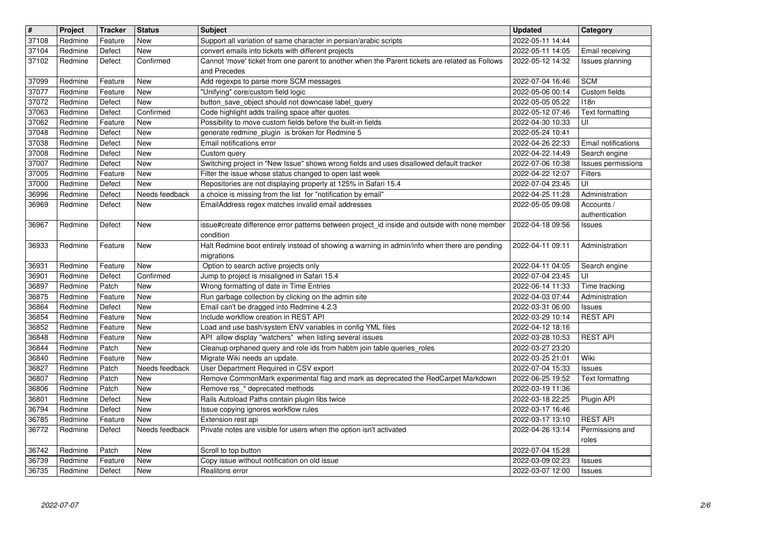| # | Project | Tracker | Status | Subject | Updated | Category |
| --- | --- | --- | --- | --- | --- | --- |
| 37108 | Redmine | Feature | New | Support all variation of same character in persian/arabic scripts | 2022-05-11 14:44 | |
| 37104 | Redmine | Defect | New | convert emails into tickets with different projects | 2022-05-11 14:05 | Email receiving |
| 37102 | Redmine | Defect | Confirmed | Cannot 'move' ticket from one parent to another when the Parent tickets are related as Follows and Precedes | 2022-05-12 14:32 | Issues planning |
| 37099 | Redmine | Feature | New | Add regexps to parse more SCM messages | 2022-07-04 16:46 | SCM |
| 37077 | Redmine | Feature | New | "Unifying" core/custom field logic | 2022-05-06 00:14 | Custom fields |
| 37072 | Redmine | Defect | New | button_save_object should not downcase label_query | 2022-05-05 05:22 | I18n |
| 37063 | Redmine | Defect | Confirmed | Code highlight adds trailing space after quotes | 2022-05-12 07:46 | Text formatting |
| 37062 | Redmine | Feature | New | Possibility to move custom fields before the built-in fields | 2022-04-30 10:33 | UI |
| 37048 | Redmine | Defect | New | generate redmine_plugin is broken for Redmine 5 | 2022-05-24 10:41 | |
| 37038 | Redmine | Defect | New | Email notifications error | 2022-04-26 22:33 | Email notifications |
| 37008 | Redmine | Defect | New | Custom query | 2022-04-22 14:49 | Search engine |
| 37007 | Redmine | Defect | New | Switching project in "New Issue" shows wrong fields and uses disallowed default tracker | 2022-07-06 10:38 | Issues permissions |
| 37005 | Redmine | Feature | New | Filter the issue whose status changed to open last week | 2022-04-22 12:07 | Filters |
| 37000 | Redmine | Defect | New | Repositories are not displaying properly at 125% in Safari 15.4 | 2022-07-04 23:45 | UI |
| 36996 | Redmine | Defect | Needs feedback | a choice is missing from the list for "notification by email" | 2022-04-25 11:28 | Administration |
| 36969 | Redmine | Defect | New | EmailAddress regex matches invalid email addresses | 2022-05-05 09:08 | Accounts / authentication |
| 36967 | Redmine | Defect | New | issue#create difference error patterns between project_id inside and outside with none member condition | 2022-04-18 09:56 | Issues |
| 36933 | Redmine | Feature | New | Halt Redmine boot entirely instead of showing a warning in admin/info when there are pending migrations | 2022-04-11 09:11 | Administration |
| 36931 | Redmine | Feature | New | Option to search active projects only | 2022-04-11 04:05 | Search engine |
| 36901 | Redmine | Defect | Confirmed | Jump to project is misaligned in Safari 15.4 | 2022-07-04 23:45 | UI |
| 36897 | Redmine | Patch | New | Wrong formatting of date in Time Entries | 2022-06-14 11:33 | Time tracking |
| 36875 | Redmine | Feature | New | Run garbage collection by clicking on the admin site | 2022-04-03 07:44 | Administration |
| 36864 | Redmine | Defect | New | Email can't be dragged into Redmine 4.2.3 | 2022-03-31 06:00 | Issues |
| 36854 | Redmine | Feature | New | Include workflow creation in REST API | 2022-03-29 10:14 | REST API |
| 36852 | Redmine | Feature | New | Load and use bash/system ENV variables in config YML files | 2022-04-12 18:16 | |
| 36848 | Redmine | Feature | New | API allow display "watchers" when listing several issues | 2022-03-28 10:53 | REST API |
| 36844 | Redmine | Patch | New | Cleanup orphaned query and role ids from habtm join table queries_roles | 2022-03-27 23:20 | |
| 36840 | Redmine | Feature | New | Migrate Wiki needs an update. | 2022-03-25 21:01 | Wiki |
| 36827 | Redmine | Patch | Needs feedback | User Department Required in CSV export | 2022-07-04 15:33 | Issues |
| 36807 | Redmine | Patch | New | Remove CommonMark experimental flag and mark as deprecated the RedCarpet Markdown | 2022-06-25 19:52 | Text formatting |
| 36806 | Redmine | Patch | New | Remove rss_* deprecated methods | 2022-03-19 11:36 | |
| 36801 | Redmine | Defect | New | Rails Autoload Paths contain plugin libs twice | 2022-03-18 22:25 | Plugin API |
| 36794 | Redmine | Defect | New | Issue copying ignores workflow rules | 2022-03-17 16:46 | |
| 36785 | Redmine | Feature | New | Extension rest api | 2022-03-17 13:10 | REST API |
| 36772 | Redmine | Defect | Needs feedback | Private notes are visible for users when the option isn't activated | 2022-04-26 13:14 | Permissions and roles |
| 36742 | Redmine | Patch | New | Scroll to top button | 2022-07-04 15:28 | |
| 36739 | Redmine | Feature | New | Copy issue without notification on old issue | 2022-03-09 02:23 | Issues |
| 36735 | Redmine | Defect | New | Realitons error | 2022-03-07 12:00 | Issues |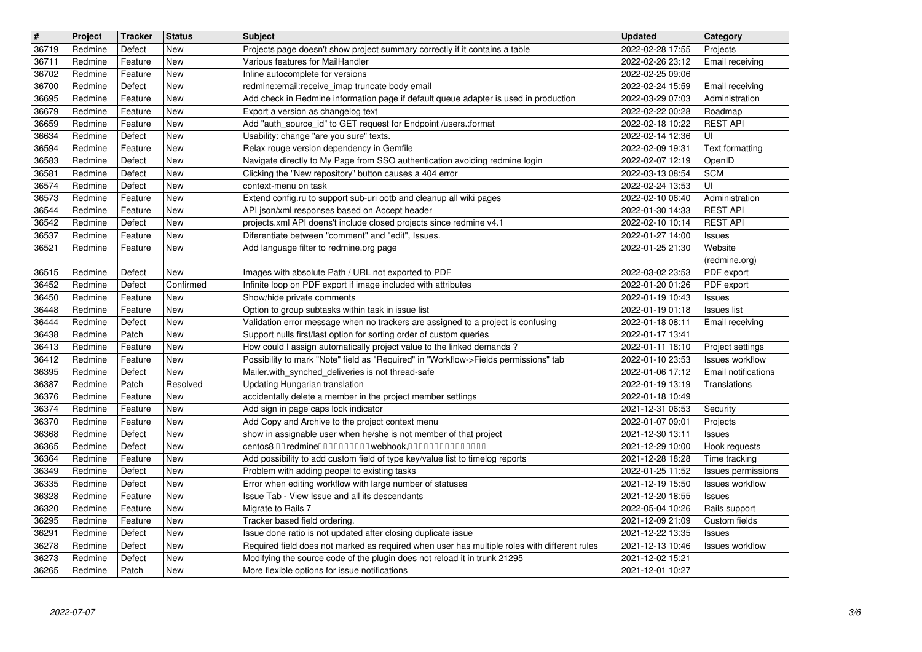| # | Project | Tracker | Status | Subject | Updated | Category |
|---|---|---|---|---|---|---|
| 36719 | Redmine | Defect | New | Projects page doesn't show project summary correctly if it contains a table | 2022-02-28 17:55 | Projects |
| 36711 | Redmine | Feature | New | Various features for MailHandler | 2022-02-26 23:12 | Email receiving |
| 36702 | Redmine | Feature | New | Inline autocomplete for versions | 2022-02-25 09:06 | |
| 36700 | Redmine | Defect | New | redmine:email:receive_imap truncate body email | 2022-02-24 15:59 | Email receiving |
| 36695 | Redmine | Feature | New | Add check in Redmine information page if default queue adapter is used in production | 2022-03-29 07:03 | Administration |
| 36679 | Redmine | Feature | New | Export a version as changelog text | 2022-02-22 00:28 | Roadmap |
| 36659 | Redmine | Feature | New | Add "auth_source_id" to GET request for Endpoint /users.:format | 2022-02-18 10:22 | REST API |
| 36634 | Redmine | Defect | New | Usability: change "are you sure" texts. | 2022-02-14 12:36 | UI |
| 36594 | Redmine | Feature | New | Relax rouge version dependency in Gemfile | 2022-02-09 19:31 | Text formatting |
| 36583 | Redmine | Defect | New | Navigate directly to My Page from SSO authentication avoiding redmine login | 2022-02-07 12:19 | OpenID |
| 36581 | Redmine | Defect | New | Clicking the "New repository" button causes a 404 error | 2022-03-13 08:54 | SCM |
| 36574 | Redmine | Defect | New | context-menu on task | 2022-02-24 13:53 | UI |
| 36573 | Redmine | Feature | New | Extend config.ru to support sub-uri ootb and cleanup all wiki pages | 2022-02-10 06:40 | Administration |
| 36544 | Redmine | Feature | New | API json/xml responses based on Accept header | 2022-01-30 14:33 | REST API |
| 36542 | Redmine | Defect | New | projects.xml API doens't include closed projects since redmine v4.1 | 2022-02-10 10:14 | REST API |
| 36537 | Redmine | Feature | New | Diferentiate between "comment" and "edit", Issues. | 2022-01-27 14:00 | Issues |
| 36521 | Redmine | Feature | New | Add language filter to redmine.org page | 2022-01-25 21:30 | Website (redmine.org) |
| 36515 | Redmine | Defect | New | Images with absolute Path / URL not exported to PDF | 2022-03-02 23:53 | PDF export |
| 36452 | Redmine | Defect | Confirmed | Infinite loop on PDF export if image included with attributes | 2022-01-20 01:26 | PDF export |
| 36450 | Redmine | Feature | New | Show/hide private comments | 2022-01-19 10:43 | Issues |
| 36448 | Redmine | Feature | New | Option to group subtasks within task in issue list | 2022-01-19 01:18 | Issues list |
| 36444 | Redmine | Defect | New | Validation error message when no trackers are assigned to a project is confusing | 2022-01-18 08:11 | Email receiving |
| 36438 | Redmine | Patch | New | Support nulls first/last option for sorting order of custom queries | 2022-01-17 13:41 | |
| 36413 | Redmine | Feature | New | How could I assign automatically project value to the linked demands ? | 2022-01-11 18:10 | Project settings |
| 36412 | Redmine | Feature | New | Possibility to mark "Note" field as "Required" in "Workflow->Fields permissions" tab | 2022-01-10 23:53 | Issues workflow |
| 36395 | Redmine | Defect | New | Mailer.with_synched_deliveries is not thread-safe | 2022-01-06 17:12 | Email notifications |
| 36387 | Redmine | Patch | Resolved | Updating Hungarian translation | 2022-01-19 13:19 | Translations |
| 36376 | Redmine | Feature | New | accidentally delete a member in the project member settings | 2022-01-18 10:49 | |
| 36374 | Redmine | Feature | New | Add sign in page caps lock indicator | 2021-12-31 06:53 | Security |
| 36370 | Redmine | Feature | New | Add Copy and Archive to the project context menu | 2022-01-07 09:01 | Projects |
| 36368 | Redmine | Defect | New | show in assignable user when he/she is not member of that project | 2021-12-30 13:11 | Issues |
| 36365 | Redmine | Defect | New | centos8 �� redmine���������� webhook,��������������� | 2021-12-29 10:00 | Hook requests |
| 36364 | Redmine | Feature | New | Add possibility to add custom field of type key/value list to timelog reports | 2021-12-28 18:28 | Time tracking |
| 36349 | Redmine | Defect | New | Problem with adding peopel to existing tasks | 2022-01-25 11:52 | Issues permissions |
| 36335 | Redmine | Defect | New | Error when editing workflow with large number of statuses | 2021-12-19 15:50 | Issues workflow |
| 36328 | Redmine | Feature | New | Issue Tab - View Issue and all its descendants | 2021-12-20 18:55 | Issues |
| 36320 | Redmine | Feature | New | Migrate to Rails 7 | 2022-05-04 10:26 | Rails support |
| 36295 | Redmine | Feature | New | Tracker based field ordering. | 2021-12-09 21:09 | Custom fields |
| 36291 | Redmine | Defect | New | Issue done ratio is not updated after closing duplicate issue | 2021-12-22 13:35 | Issues |
| 36278 | Redmine | Defect | New | Required field does not marked as required when user has multiple roles with different rules | 2021-12-13 10:46 | Issues workflow |
| 36273 | Redmine | Defect | New | Modifying the source code of the plugin does not reload it in trunk 21295 | 2021-12-02 15:21 | |
| 36265 | Redmine | Patch | New | More flexible options for issue notifications | 2021-12-01 10:27 | |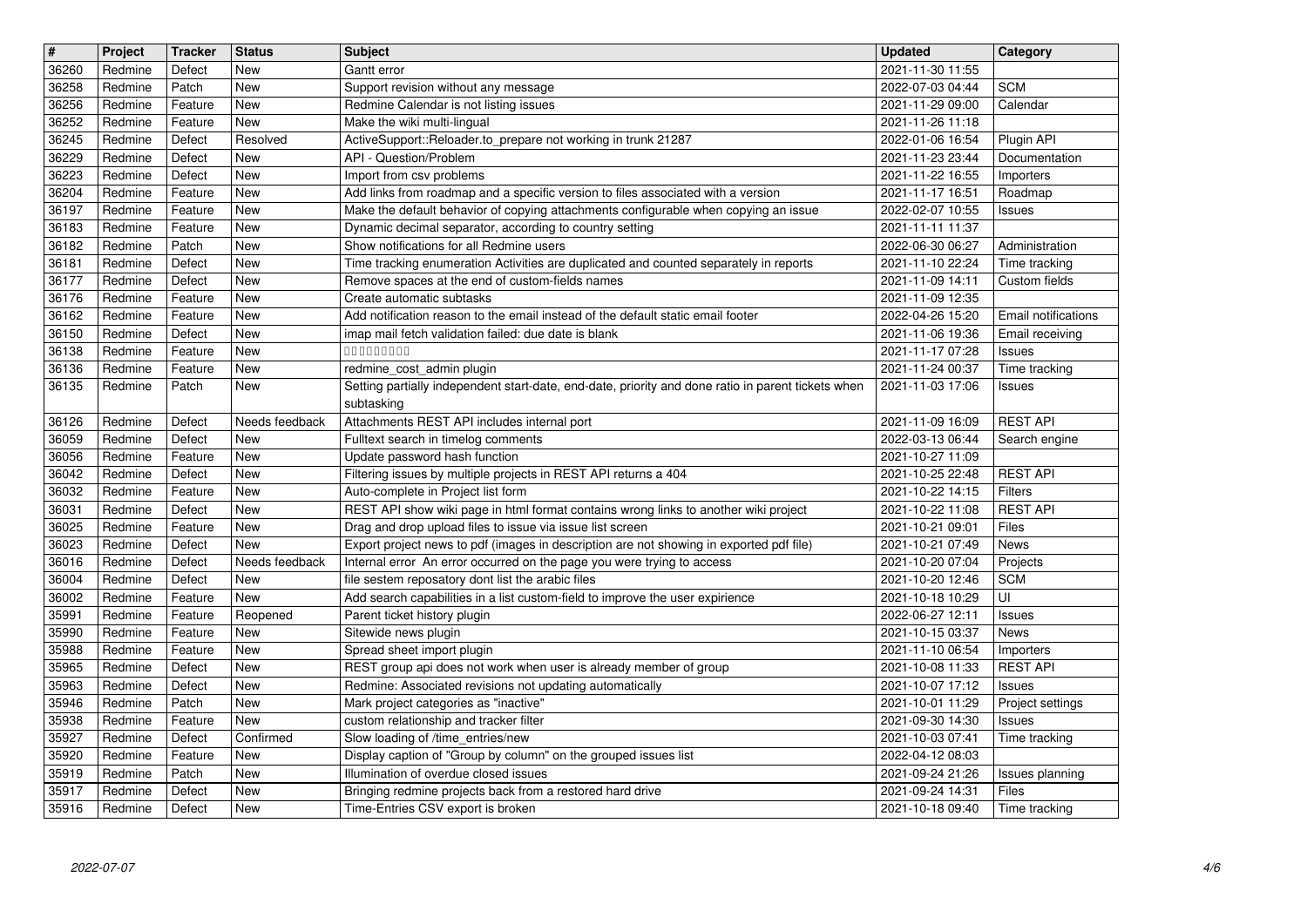| # | Project | Tracker | Status | Subject | Updated | Category |
|---|---|---|---|---|---|---|
| 36260 | Redmine | Defect | New | Gantt error | 2021-11-30 11:55 | |
| 36258 | Redmine | Patch | New | Support revision without any message | 2022-07-03 04:44 | SCM |
| 36256 | Redmine | Feature | New | Redmine Calendar is not listing issues | 2021-11-29 09:00 | Calendar |
| 36252 | Redmine | Feature | New | Make the wiki multi-lingual | 2021-11-26 11:18 | |
| 36245 | Redmine | Defect | Resolved | ActiveSupport::Reloader.to_prepare not working in trunk 21287 | 2022-01-06 16:54 | Plugin API |
| 36229 | Redmine | Defect | New | API - Question/Problem | 2021-11-23 23:44 | Documentation |
| 36223 | Redmine | Defect | New | Import from csv problems | 2021-11-22 16:55 | Importers |
| 36204 | Redmine | Feature | New | Add links from roadmap and a specific version to files associated with a version | 2021-11-17 16:51 | Roadmap |
| 36197 | Redmine | Feature | New | Make the default behavior of copying attachments configurable when copying an issue | 2022-02-07 10:55 | Issues |
| 36183 | Redmine | Feature | New | Dynamic decimal separator, according to country setting | 2021-11-11 11:37 | |
| 36182 | Redmine | Patch | New | Show notifications for all Redmine users | 2022-06-30 06:27 | Administration |
| 36181 | Redmine | Defect | New | Time tracking enumeration Activities are duplicated and counted separately in reports | 2021-11-10 22:24 | Time tracking |
| 36177 | Redmine | Defect | New | Remove spaces at the end of custom-fields names | 2021-11-09 14:11 | Custom fields |
| 36176 | Redmine | Feature | New | Create automatic subtasks | 2021-11-09 12:35 | |
| 36162 | Redmine | Feature | New | Add notification reason to the email instead of the default static email footer | 2022-04-26 15:20 | Email notifications |
| 36150 | Redmine | Defect | New | imap mail fetch validation failed: due date is blank | 2021-11-06 19:36 | Email receiving |
| 36138 | Redmine | Feature | New | □□□□□□□□□ | 2021-11-17 07:28 | Issues |
| 36136 | Redmine | Feature | New | redmine_cost_admin plugin | 2021-11-24 00:37 | Time tracking |
| 36135 | Redmine | Patch | New | Setting partially independent start-date, end-date, priority and done ratio in parent tickets when subtasking | 2021-11-03 17:06 | Issues |
| 36126 | Redmine | Defect | Needs feedback | Attachments REST API includes internal port | 2021-11-09 16:09 | REST API |
| 36059 | Redmine | Defect | New | Fulltext search in timelog comments | 2022-03-13 06:44 | Search engine |
| 36056 | Redmine | Feature | New | Update password hash function | 2021-10-27 11:09 | |
| 36042 | Redmine | Defect | New | Filtering issues by multiple projects in REST API returns a 404 | 2021-10-25 22:48 | REST API |
| 36032 | Redmine | Feature | New | Auto-complete in Project list form | 2021-10-22 14:15 | Filters |
| 36031 | Redmine | Defect | New | REST API show wiki page in html format contains wrong links to another wiki project | 2021-10-22 11:08 | REST API |
| 36025 | Redmine | Feature | New | Drag and drop upload files to issue via issue list screen | 2021-10-21 09:01 | Files |
| 36023 | Redmine | Defect | New | Export project news to pdf (images in description are not showing in exported pdf file) | 2021-10-21 07:49 | News |
| 36016 | Redmine | Defect | Needs feedback | Internal error An error occurred on the page you were trying to access | 2021-10-20 07:04 | Projects |
| 36004 | Redmine | Defect | New | file sestem reposatory dont list the arabic files | 2021-10-20 12:46 | SCM |
| 36002 | Redmine | Feature | New | Add search capabilities in a list custom-field to improve the user expirience | 2021-10-18 10:29 | UI |
| 35991 | Redmine | Feature | Reopened | Parent ticket history plugin | 2022-06-27 12:11 | Issues |
| 35990 | Redmine | Feature | New | Sitewide news plugin | 2021-10-15 03:37 | News |
| 35988 | Redmine | Feature | New | Spread sheet import plugin | 2021-11-10 06:54 | Importers |
| 35965 | Redmine | Defect | New | REST group api does not work when user is already member of group | 2021-10-08 11:33 | REST API |
| 35963 | Redmine | Defect | New | Redmine: Associated revisions not updating automatically | 2021-10-07 17:12 | Issues |
| 35946 | Redmine | Patch | New | Mark project categories as "inactive" | 2021-10-01 11:29 | Project settings |
| 35938 | Redmine | Feature | New | custom relationship and tracker filter | 2021-09-30 14:30 | Issues |
| 35927 | Redmine | Defect | Confirmed | Slow loading of /time_entries/new | 2021-10-03 07:41 | Time tracking |
| 35920 | Redmine | Feature | New | Display caption of "Group by column" on the grouped issues list | 2022-04-12 08:03 | |
| 35919 | Redmine | Patch | New | Illumination of overdue closed issues | 2021-09-24 21:26 | Issues planning |
| 35917 | Redmine | Defect | New | Bringing redmine projects back from a restored hard drive | 2021-09-24 14:31 | Files |
| 35916 | Redmine | Defect | New | Time-Entries CSV export is broken | 2021-10-18 09:40 | Time tracking |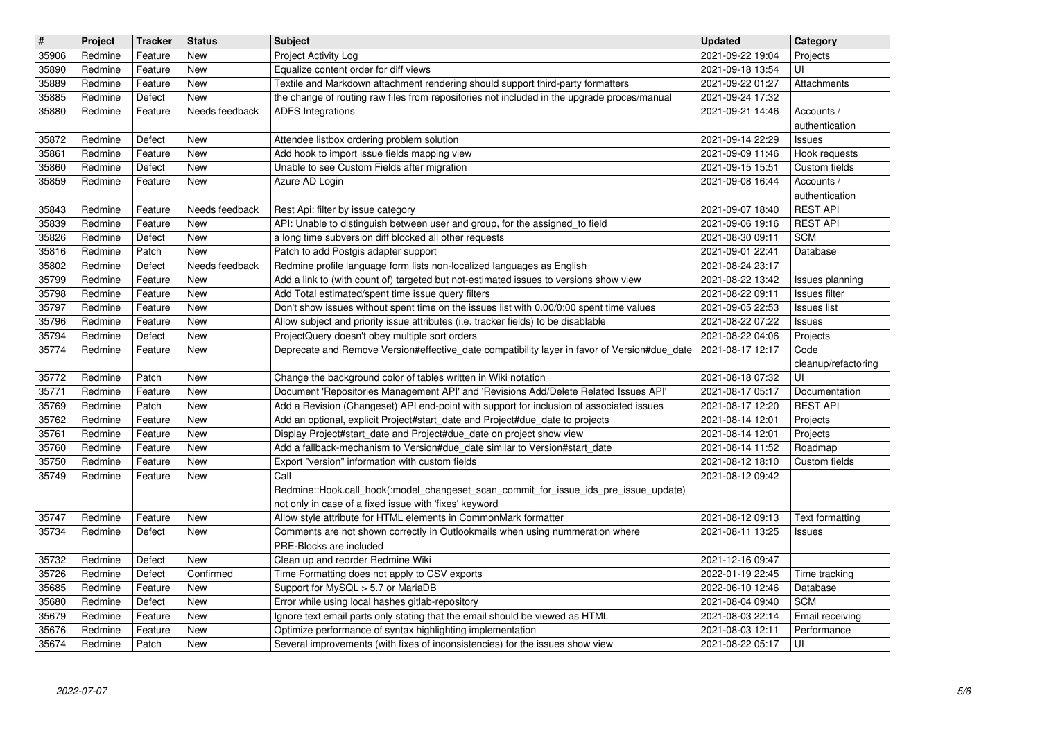| # | Project | Tracker | Status | Subject | Updated | Category |
| --- | --- | --- | --- | --- | --- | --- |
| 35906 | Redmine | Feature | New | Project Activity Log | 2021-09-22 19:04 | Projects |
| 35890 | Redmine | Feature | New | Equalize content order for diff views | 2021-09-18 13:54 | UI |
| 35889 | Redmine | Feature | New | Textile and Markdown attachment rendering should support third-party formatters | 2021-09-22 01:27 | Attachments |
| 35885 | Redmine | Defect | New | the change of routing raw files from repositories not included in the upgrade proces/manual | 2021-09-24 17:32 | |
| 35880 | Redmine | Feature | Needs feedback | ADFS Integrations | 2021-09-21 14:46 | Accounts / authentication |
| 35872 | Redmine | Defect | New | Attendee listbox ordering problem solution | 2021-09-14 22:29 | Issues |
| 35861 | Redmine | Feature | New | Add hook to import issue fields mapping view | 2021-09-09 11:46 | Hook requests |
| 35860 | Redmine | Defect | New | Unable to see Custom Fields after migration | 2021-09-15 15:51 | Custom fields |
| 35859 | Redmine | Feature | New | Azure AD Login | 2021-09-08 16:44 | Accounts / authentication |
| 35843 | Redmine | Feature | Needs feedback | Rest Api: filter by issue category | 2021-09-07 18:40 | REST API |
| 35839 | Redmine | Feature | New | API: Unable to distinguish between user and group, for the assigned_to field | 2021-09-06 19:16 | REST API |
| 35826 | Redmine | Defect | New | a long time subversion diff blocked all other requests | 2021-08-30 09:11 | SCM |
| 35816 | Redmine | Patch | New | Patch to add Postgis adapter support | 2021-09-01 22:41 | Database |
| 35802 | Redmine | Defect | Needs feedback | Redmine profile language form lists non-localized languages as English | 2021-08-24 23:17 | |
| 35799 | Redmine | Feature | New | Add a link to (with count of) targeted but not-estimated issues to versions show view | 2021-08-22 13:42 | Issues planning |
| 35798 | Redmine | Feature | New | Add Total estimated/spent time issue query filters | 2021-08-22 09:11 | Issues filter |
| 35797 | Redmine | Feature | New | Don't show issues without spent time on the issues list with 0.00/0:00 spent time values | 2021-09-05 22:53 | Issues list |
| 35796 | Redmine | Feature | New | Allow subject and priority issue attributes (i.e. tracker fields) to be disablable | 2021-08-22 07:22 | Issues |
| 35794 | Redmine | Defect | New | ProjectQuery doesn't obey multiple sort orders | 2021-08-22 04:06 | Projects |
| 35774 | Redmine | Feature | New | Deprecate and Remove Version#effective_date compatibility layer in favor of Version#due_date | 2021-08-17 12:17 | Code cleanup/refactoring |
| 35772 | Redmine | Patch | New | Change the background color of tables written in Wiki notation | 2021-08-18 07:32 | UI |
| 35771 | Redmine | Feature | New | Document 'Repositories Management API' and 'Revisions Add/Delete Related Issues API' | 2021-08-17 05:17 | Documentation |
| 35769 | Redmine | Patch | New | Add a Revision (Changeset) API end-point with support for inclusion of associated issues | 2021-08-17 12:20 | REST API |
| 35762 | Redmine | Feature | New | Add an optional, explicit Project#start_date and Project#due_date to projects | 2021-08-14 12:01 | Projects |
| 35761 | Redmine | Feature | New | Display Project#start_date and Project#due_date on project show view | 2021-08-14 12:01 | Projects |
| 35760 | Redmine | Feature | New | Add a fallback-mechanism to Version#due_date similar to Version#start_date | 2021-08-14 11:52 | Roadmap |
| 35750 | Redmine | Feature | New | Export "version" information with custom fields | 2021-08-12 18:10 | Custom fields |
| 35749 | Redmine | Feature | New | Call Redmine::Hook.call_hook(:model_changeset_scan_commit_for_issue_ids_pre_issue_update) not only in case of a fixed issue with 'fixes' keyword | 2021-08-12 09:42 | |
| 35747 | Redmine | Feature | New | Allow style attribute for HTML elements in CommonMark formatter | 2021-08-12 09:13 | Text formatting |
| 35734 | Redmine | Defect | New | Comments are not shown correctly in Outlookmails when using nummeration where PRE-Blocks are included | 2021-08-11 13:25 | Issues |
| 35732 | Redmine | Defect | New | Clean up and reorder Redmine Wiki | 2021-12-16 09:47 | |
| 35726 | Redmine | Defect | Confirmed | Time Formatting does not apply to CSV exports | 2022-01-19 22:45 | Time tracking |
| 35685 | Redmine | Feature | New | Support for MySQL > 5.7 or MariaDB | 2022-06-10 12:46 | Database |
| 35680 | Redmine | Defect | New | Error while using local hashes gitlab-repository | 2021-08-04 09:40 | SCM |
| 35679 | Redmine | Feature | New | Ignore text email parts only stating that the email should be viewed as HTML | 2021-08-03 22:14 | Email receiving |
| 35676 | Redmine | Feature | New | Optimize performance of syntax highlighting implementation | 2021-08-03 12:11 | Performance |
| 35674 | Redmine | Patch | New | Several improvements (with fixes of inconsistencies) for the issues show view | 2021-08-22 05:17 | UI |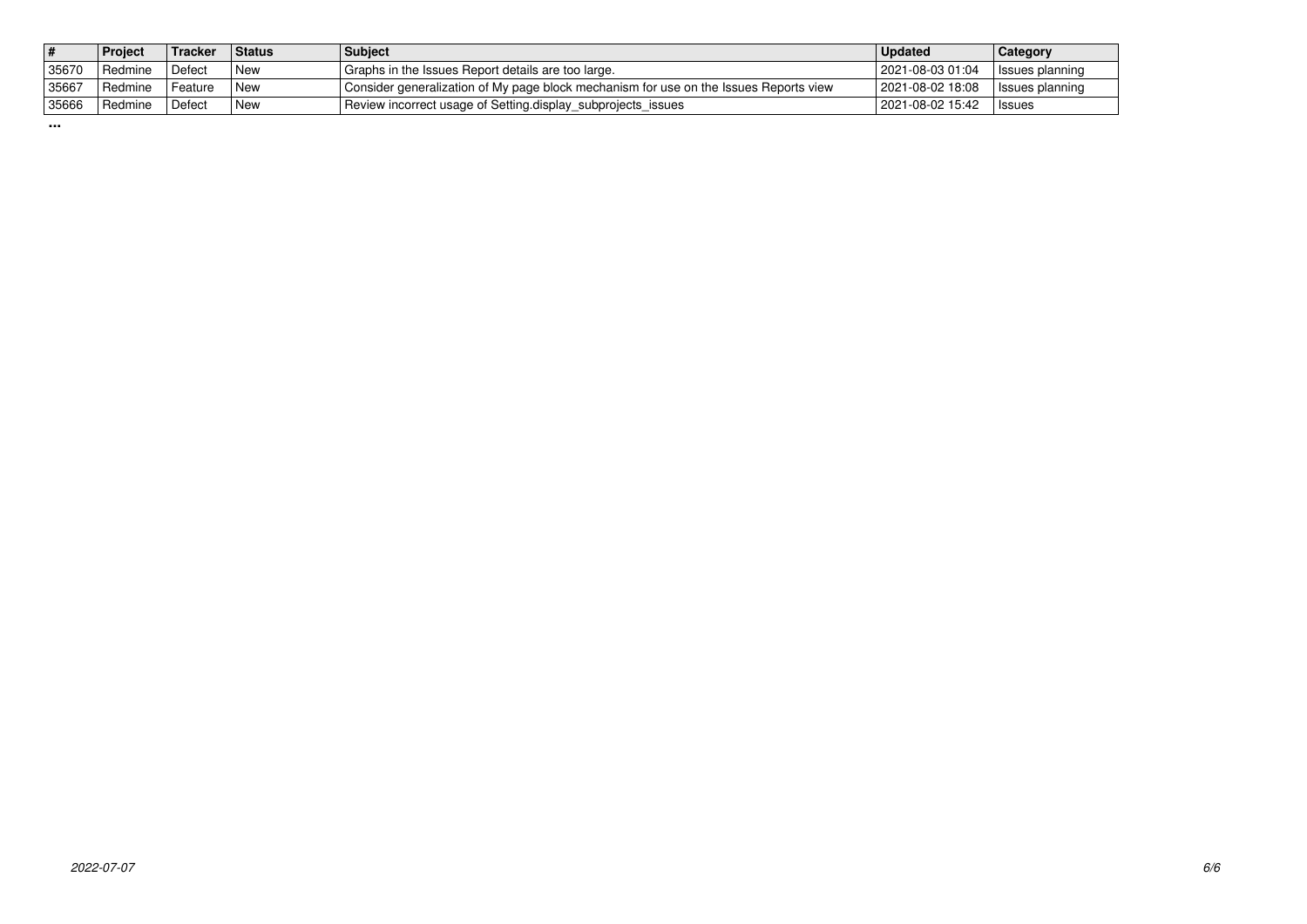| # | Project | Tracker | Status | Subject | Updated | Category |
|---|---|---|---|---|---|---|
| 35670 | Redmine | Defect | New | Graphs in the Issues Report details are too large. | 2021-08-03 01:04 | Issues planning |
| 35667 | Redmine | Feature | New | Consider generalization of My page block mechanism for use on the Issues Reports view | 2021-08-02 18:08 | Issues planning |
| 35666 | Redmine | Defect | New | Review incorrect usage of Setting.display_subprojects_issues | 2021-08-02 15:42 | Issues |

...